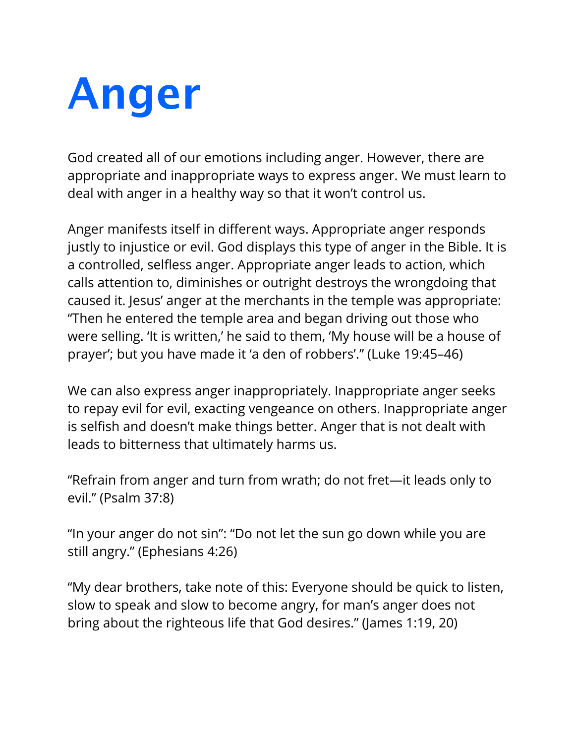# Anger

God created all of our emotions including anger. However, there are appropriate and inappropriate ways to express anger. We must learn to deal with anger in a healthy way so that it won't control us.

Anger manifests itself in different ways. Appropriate anger responds justly to injustice or evil. God displays this type of anger in the Bible. It is a controlled, selfless anger. Appropriate anger leads to action, which calls attention to, diminishes or outright destroys the wrongdoing that caused it. Jesus' anger at the merchants in the temple was appropriate: "Then he entered the temple area and began driving out those who were selling. 'It is written,' he said to them, 'My house will be a house of prayer'; but you have made it 'a den of robbers'." (Luke 19:45–46)

We can also express anger inappropriately. Inappropriate anger seeks to repay evil for evil, exacting vengeance on others. Inappropriate anger is selfish and doesn't make things better. Anger that is not dealt with leads to bitterness that ultimately harms us.

"Refrain from anger and turn from wrath; do not fret—it leads only to evil." (Psalm 37:8)

"In your anger do not sin": "Do not let the sun go down while you are still angry." (Ephesians 4:26)

"My dear brothers, take note of this: Everyone should be quick to listen, slow to speak and slow to become angry, for man's anger does not bring about the righteous life that God desires." (James 1:19, 20)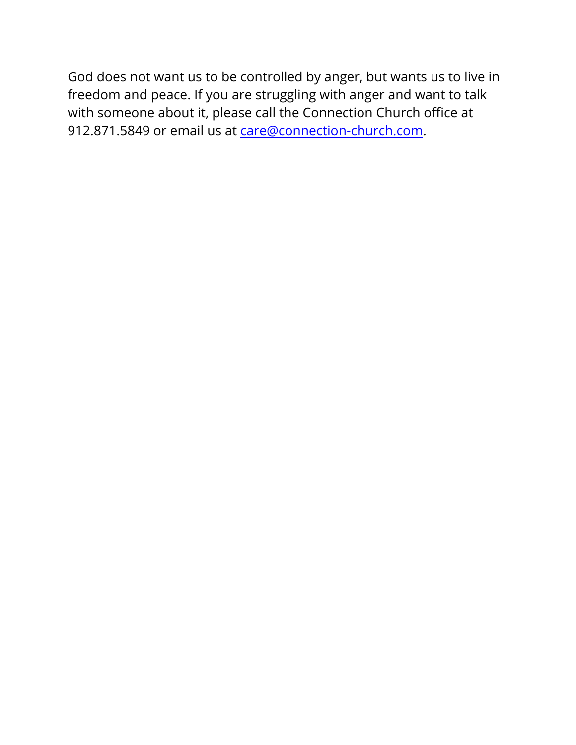God does not want us to be controlled by anger, but wants us to live in freedom and peace. If you are struggling with anger and want to talk with someone about it, please call the Connection Church office at 912.871.5849 or email us at care@connection-church.com.